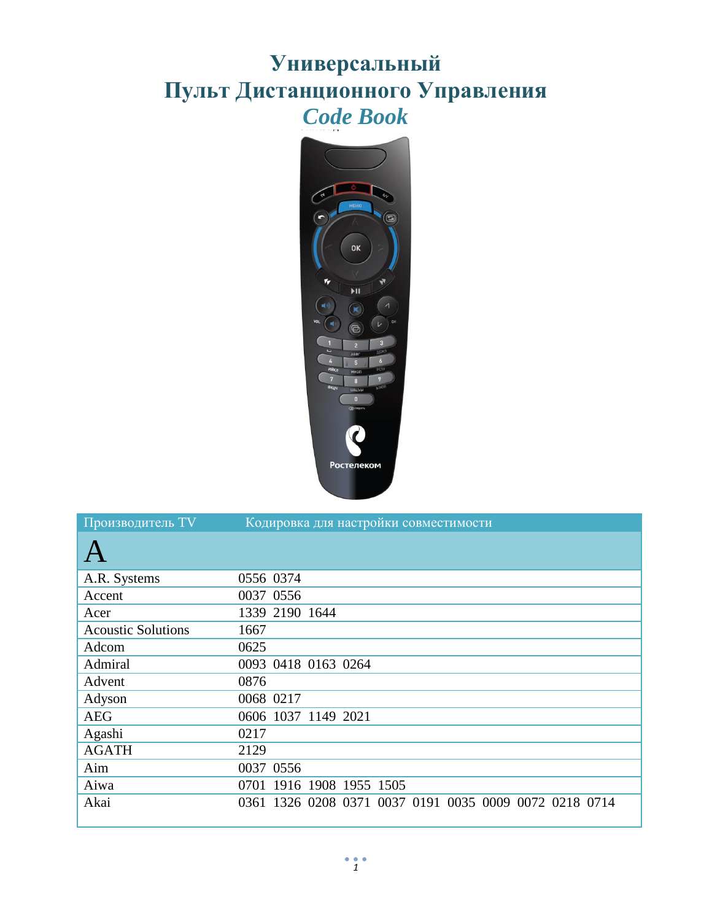# Универсальный Пульт Дистанционного Управления

## *Code Book*

| Производитель TV | Кодировка для настройки совместимости |
|---|---|
| **A** | |
| A.R. Systems | 0556 0374 |
| Accent | 0037 0556 |
| Acer | 1339 2190 1644 |
| Acoustic Solutions | 1667 |
| Adcom | 0625 |
| Admiral | 0093 0418 0163 0264 |
| Advent | 0876 |
| Adyson | 0068 0217 |
| AEG | 0606 1037 1149 2021 |
| Agashi | 0217 |
| AGATH | 2129 |
| Aim | 0037 0556 |
| Aiwa | 0701 1916 1908 1955 1505 |
| Akai | 0361 1326 0208 0371 0037 0191 0035 0009 0072 0218 0714 |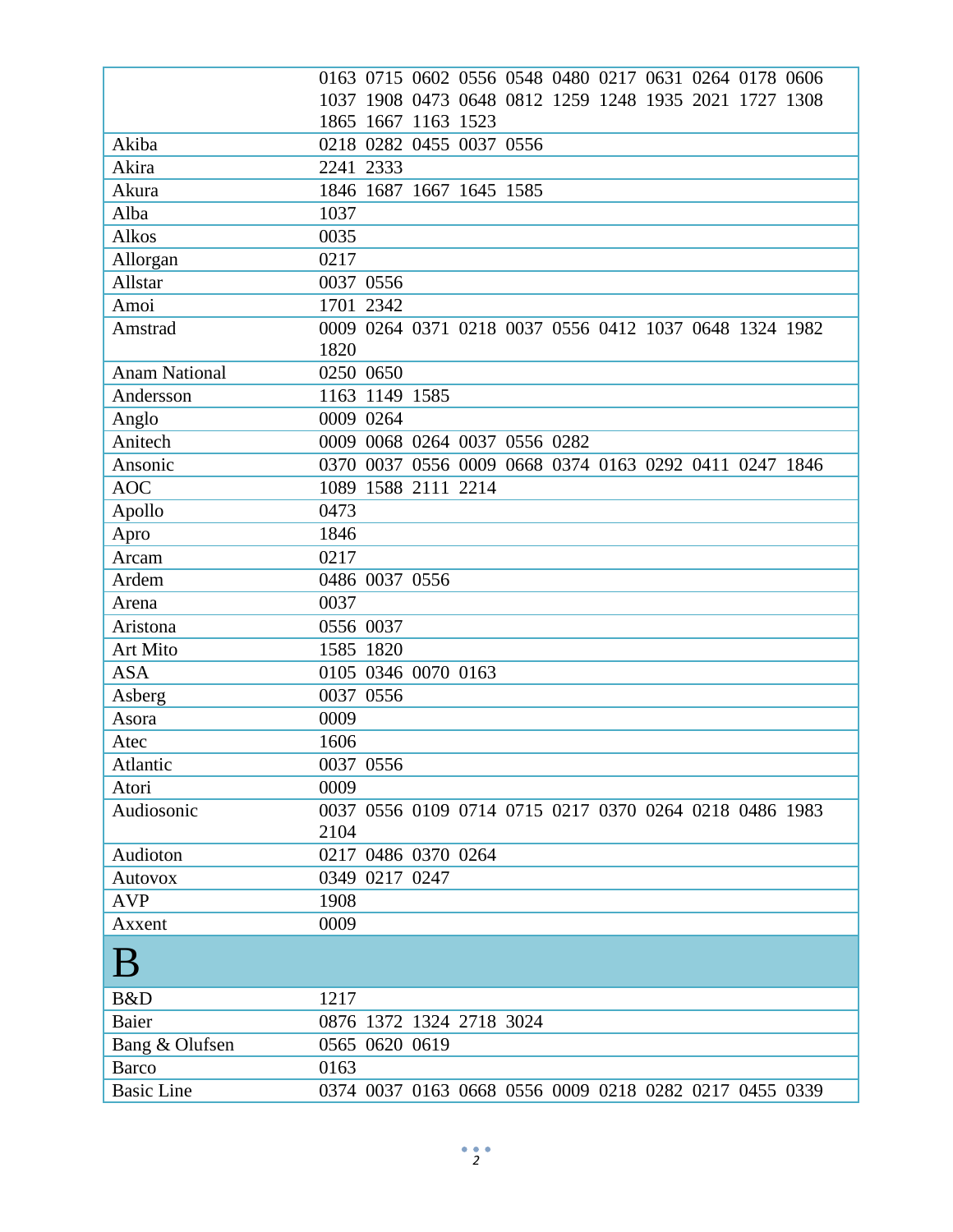| | |
|---|---|
| | 0163 0715 0602 0556 0548 0480 0217 0631 0264 0178 0606 1037 1908 0473 0648 0812 1259 1248 1935 2021 1727 1308 1865 1667 1163 1523 |
| Akiba | 0218 0282 0455 0037 0556 |
| Akira | 2241 2333 |
| Akura | 1846 1687 1667 1645 1585 |
| Alba | 1037 |
| Alkos | 0035 |
| Allorgan | 0217 |
| Allstar | 0037 0556 |
| Amoi | 1701 2342 |
| Amstrad | 0009 0264 0371 0218 0037 0556 0412 1037 0648 1324 1982 1820 |
| Anam National | 0250 0650 |
| Andersson | 1163 1149 1585 |
| Anglo | 0009 0264 |
| Anitech | 0009 0068 0264 0037 0556 0282 |
| Ansonic | 0370 0037 0556 0009 0668 0374 0163 0292 0411 0247 1846 |
| AOC | 1089 1588 2111 2214 |
| Apollo | 0473 |
| Apro | 1846 |
| Arcam | 0217 |
| Ardem | 0486 0037 0556 |
| Arena | 0037 |
| Aristona | 0556 0037 |
| Art Mito | 1585 1820 |
| ASA | 0105 0346 0070 0163 |
| Asberg | 0037 0556 |
| Asora | 0009 |
| Atec | 1606 |
| Atlantic | 0037 0556 |
| Atori | 0009 |
| Audiosonic | 0037 0556 0109 0714 0715 0217 0370 0264 0218 0486 1983 2104 |
| Audioton | 0217 0486 0370 0264 |
| Autovox | 0349 0217 0247 |
| AVP | 1908 |
| Axxent | 0009 |

# B

| | |
|---|---|
| B&D | 1217 |
| Baier | 0876 1372 1324 2718 3024 |
| Bang & Olufsen | 0565 0620 0619 |
| Barco | 0163 |
| Basic Line | 0374 0037 0163 0668 0556 0009 0218 0282 0217 0455 0339 |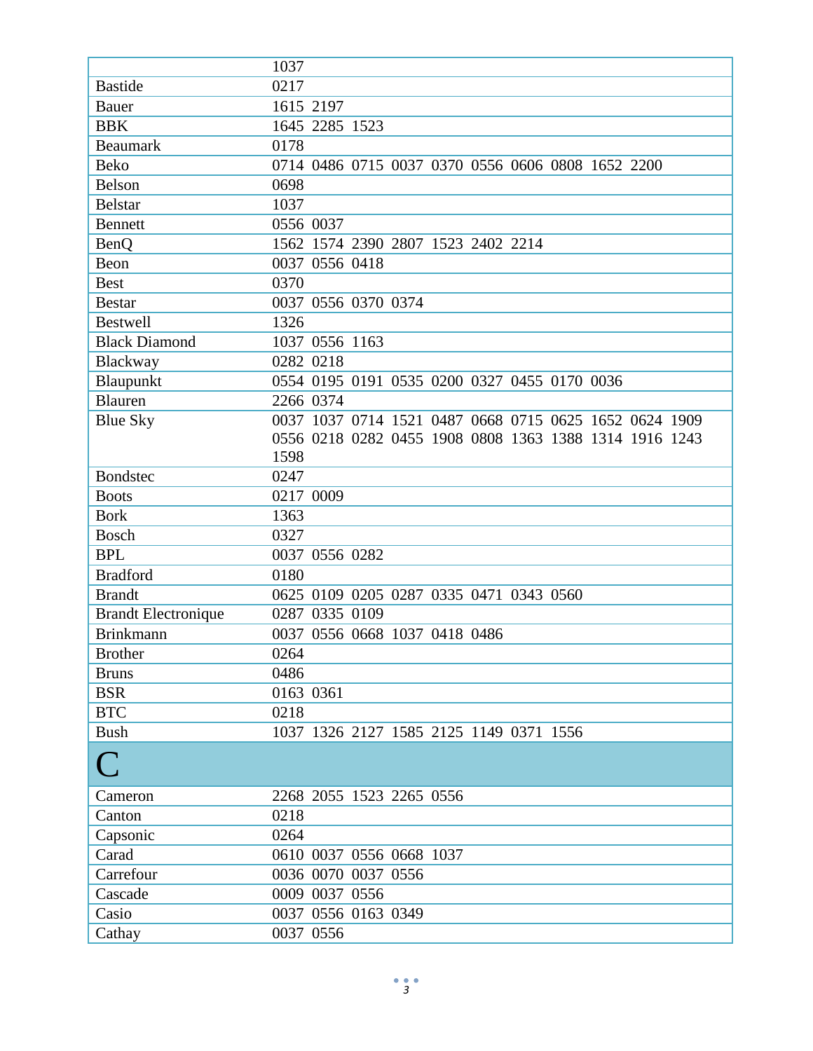| | |
|---|---|
| | 1037 |
| Bastide | 0217 |
| Bauer | 1615 2197 |
| BBK | 1645 2285 1523 |
| Beaumark | 0178 |
| Beko | 0714 0486 0715 0037 0370 0556 0606 0808 1652 2200 |
| Belson | 0698 |
| Belstar | 1037 |
| Bennett | 0556 0037 |
| BenQ | 1562 1574 2390 2807 1523 2402 2214 |
| Beon | 0037 0556 0418 |
| Best | 0370 |
| Bestar | 0037 0556 0370 0374 |
| Bestwell | 1326 |
| Black Diamond | 1037 0556 1163 |
| Blackway | 0282 0218 |
| Blaupunkt | 0554 0195 0191 0535 0200 0327 0455 0170 0036 |
| Blauren | 2266 0374 |
| Blue Sky | 0037 1037 0714 1521 0487 0668 0715 0625 1652 0624 1909 0556 0218 0282 0455 1908 0808 1363 1388 1314 1916 1243 1598 |
| Bondstec | 0247 |
| Boots | 0217 0009 |
| Bork | 1363 |
| Bosch | 0327 |
| BPL | 0037 0556 0282 |
| Bradford | 0180 |
| Brandt | 0625 0109 0205 0287 0335 0471 0343 0560 |
| Brandt Electronique | 0287 0335 0109 |
| Brinkmann | 0037 0556 0668 1037 0418 0486 |
| Brother | 0264 |
| Bruns | 0486 |
| BSR | 0163 0361 |
| BTC | 0218 |
| Bush | 1037 1326 2127 1585 2125 1149 0371 1556 |
| **C** | |
| Cameron | 2268 2055 1523 2265 0556 |
| Canton | 0218 |
| Capsonic | 0264 |
| Carad | 0610 0037 0556 0668 1037 |
| Carrefour | 0036 0070 0037 0556 |
| Cascade | 0009 0037 0556 |
| Casio | 0037 0556 0163 0349 |
| Cathay | 0037 0556 |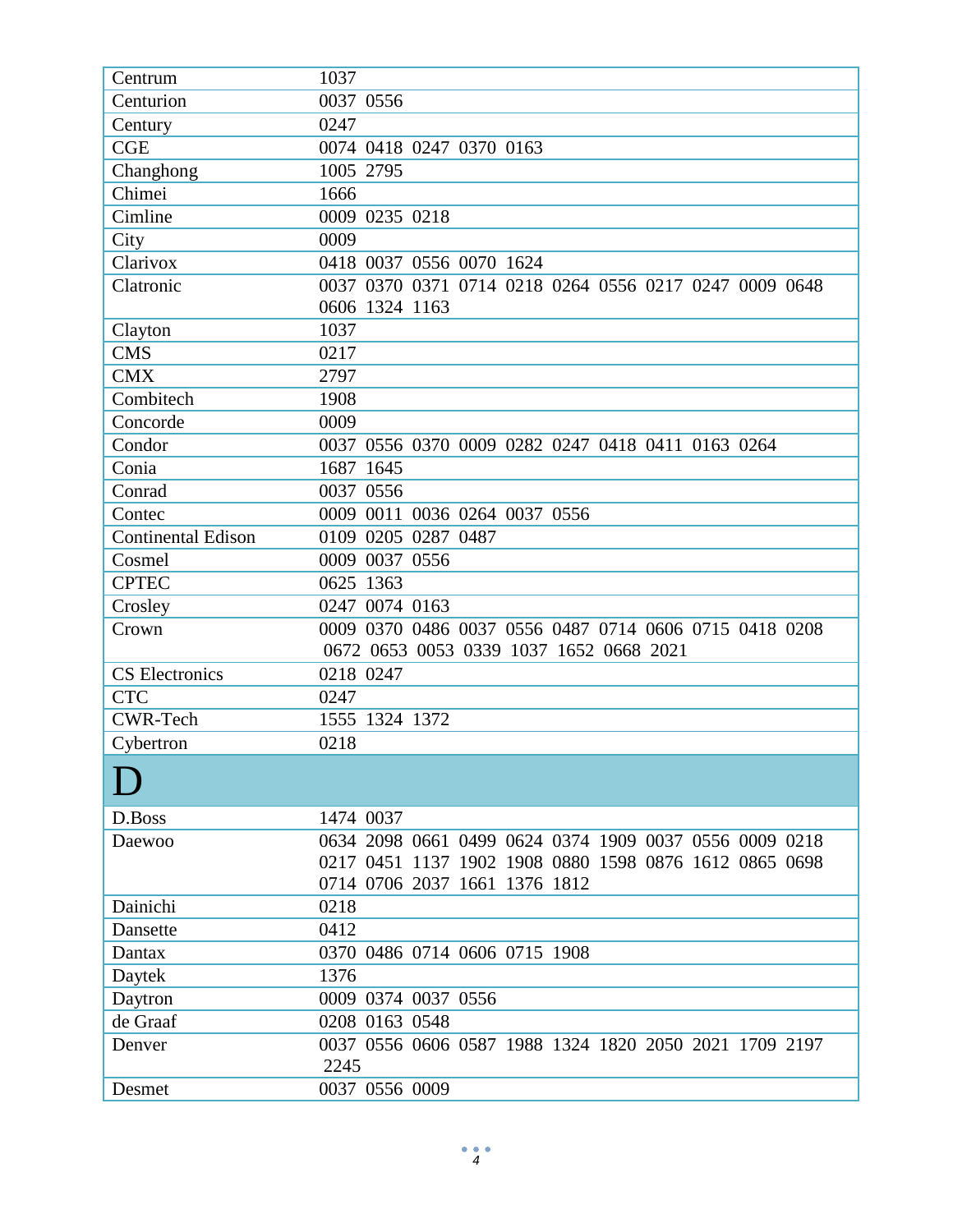| | |
|---|---|
| Centrum | 1037 |
| Centurion | 0037 0556 |
| Century | 0247 |
| CGE | 0074 0418 0247 0370 0163 |
| Changhong | 1005 2795 |
| Chimei | 1666 |
| Cimline | 0009 0235 0218 |
| City | 0009 |
| Clarivox | 0418 0037 0556 0070 1624 |
| Clatronic | 0037 0370 0371 0714 0218 0264 0556 0217 0247 0009 0648 0606 1324 1163 |
| Clayton | 1037 |
| CMS | 0217 |
| CMX | 2797 |
| Combitech | 1908 |
| Concorde | 0009 |
| Condor | 0037 0556 0370 0009 0282 0247 0418 0411 0163 0264 |
| Conia | 1687 1645 |
| Conrad | 0037 0556 |
| Contec | 0009 0011 0036 0264 0037 0556 |
| Continental Edison | 0109 0205 0287 0487 |
| Cosmel | 0009 0037 0556 |
| CPTEC | 0625 1363 |
| Crosley | 0247 0074 0163 |
| Crown | 0009 0370 0486 0037 0556 0487 0714 0606 0715 0418 0208 0672 0653 0053 0339 1037 1652 0668 2021 |
| CS Electronics | 0218 0247 |
| CTC | 0247 |
| CWR-Tech | 1555 1324 1372 |
| Cybertron | 0218 |
| **D** | |
| D.Boss | 1474 0037 |
| Daewoo | 0634 2098 0661 0499 0624 0374 1909 0037 0556 0009 0218 0217 0451 1137 1902 1908 0880 1598 0876 1612 0865 0698 0714 0706 2037 1661 1376 1812 |
| Dainichi | 0218 |
| Dansette | 0412 |
| Dantax | 0370 0486 0714 0606 0715 1908 |
| Daytek | 1376 |
| Daytron | 0009 0374 0037 0556 |
| de Graaf | 0208 0163 0548 |
| Denver | 0037 0556 0606 0587 1988 1324 1820 2050 2021 1709 2197 2245 |
| Desmet | 0037 0556 0009 |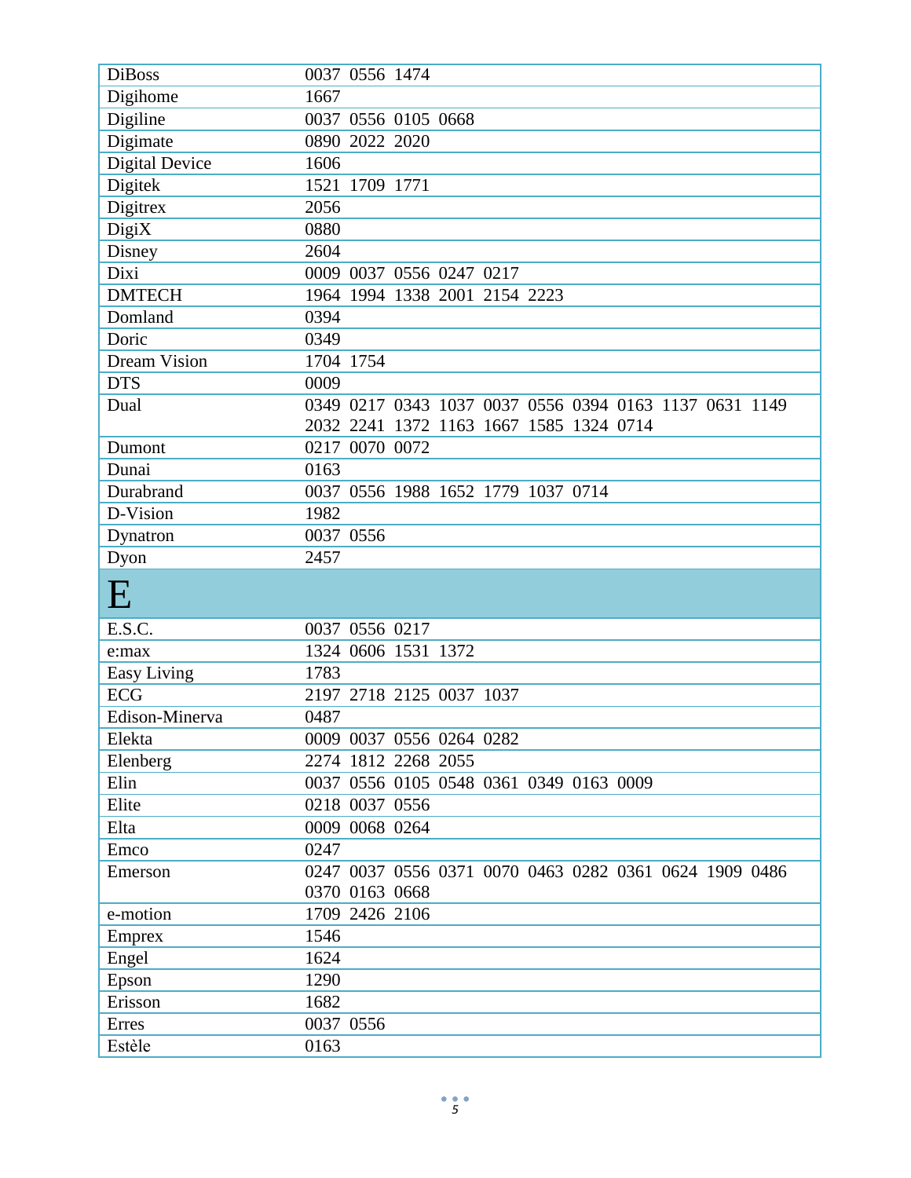| | |
|---|---|
| DiBoss | 0037 0556 1474 |
| Digihome | 1667 |
| Digiline | 0037 0556 0105 0668 |
| Digimate | 0890 2022 2020 |
| Digital Device | 1606 |
| Digitek | 1521 1709 1771 |
| Digitrex | 2056 |
| DigiX | 0880 |
| Disney | 2604 |
| Dixi | 0009 0037 0556 0247 0217 |
| DMTECH | 1964 1994 1338 2001 2154 2223 |
| Domland | 0394 |
| Doric | 0349 |
| Dream Vision | 1704 1754 |
| DTS | 0009 |
| Dual | 0349 0217 0343 1037 0037 0556 0394 0163 1137 0631 1149 2032 2241 1372 1163 1667 1585 1324 0714 |
| Dumont | 0217 0070 0072 |
| Dunai | 0163 |
| Durabrand | 0037 0556 1988 1652 1779 1037 0714 |
| D-Vision | 1982 |
| Dynatron | 0037 0556 |
| Dyon | 2457 |
| **E** | |
| E.S.C. | 0037 0556 0217 |
| e:max | 1324 0606 1531 1372 |
| Easy Living | 1783 |
| ECG | 2197 2718 2125 0037 1037 |
| Edison-Minerva | 0487 |
| Elekta | 0009 0037 0556 0264 0282 |
| Elenberg | 2274 1812 2268 2055 |
| Elin | 0037 0556 0105 0548 0361 0349 0163 0009 |
| Elite | 0218 0037 0556 |
| Elta | 0009 0068 0264 |
| Emco | 0247 |
| Emerson | 0247 0037 0556 0371 0070 0463 0282 0361 0624 1909 0486 0370 0163 0668 |
| e-motion | 1709 2426 2106 |
| Emprex | 1546 |
| Engel | 1624 |
| Epson | 1290 |
| Erisson | 1682 |
| Erres | 0037 0556 |
| Estèle | 0163 |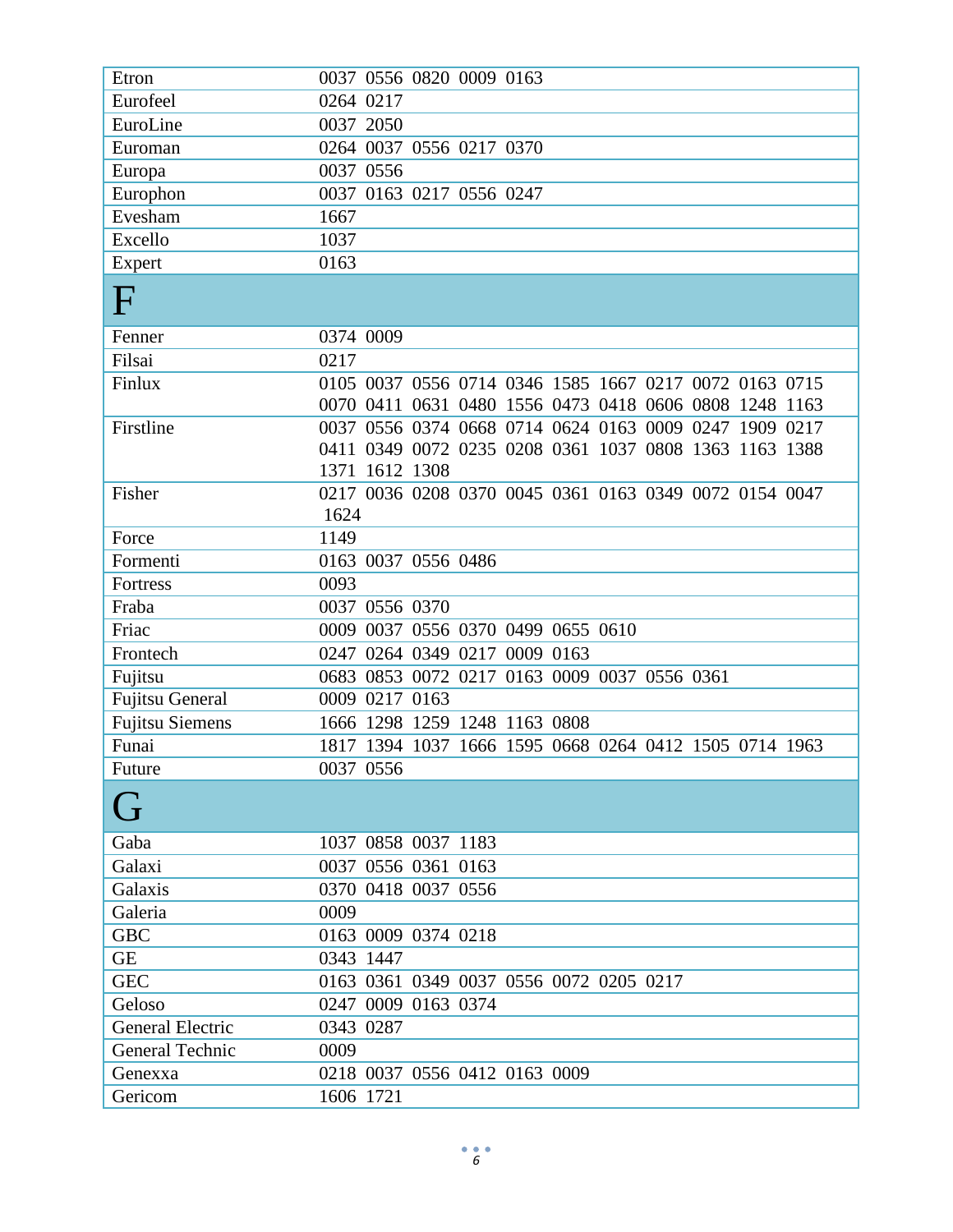| | |
|---|---|
| Etron | 0037 0556 0820 0009 0163 |
| Eurofeel | 0264 0217 |
| EuroLine | 0037 2050 |
| Euroman | 0264 0037 0556 0217 0370 |
| Europa | 0037 0556 |
| Europhon | 0037 0163 0217 0556 0247 |
| Evesham | 1667 |
| Excello | 1037 |
| Expert | 0163 |
| **F** | |
| Fenner | 0374 0009 |
| Filsai | 0217 |
| Finlux | 0105 0037 0556 0714 0346 1585 1667 0217 0072 0163 0715 0070 0411 0631 0480 1556 0473 0418 0606 0808 1248 1163 |
| Firstline | 0037 0556 0374 0668 0714 0624 0163 0009 0247 1909 0217 0411 0349 0072 0235 0208 0361 1037 0808 1363 1163 1388 1371 1612 1308 |
| Fisher | 0217 0036 0208 0370 0045 0361 0163 0349 0072 0154 0047 1624 |
| Force | 1149 |
| Formenti | 0163 0037 0556 0486 |
| Fortress | 0093 |
| Fraba | 0037 0556 0370 |
| Friac | 0009 0037 0556 0370 0499 0655 0610 |
| Frontech | 0247 0264 0349 0217 0009 0163 |
| Fujitsu | 0683 0853 0072 0217 0163 0009 0037 0556 0361 |
| Fujitsu General | 0009 0217 0163 |
| Fujitsu Siemens | 1666 1298 1259 1248 1163 0808 |
| Funai | 1817 1394 1037 1666 1595 0668 0264 0412 1505 0714 1963 |
| Future | 0037 0556 |
| **G** | |
| Gaba | 1037 0858 0037 1183 |
| Galaxi | 0037 0556 0361 0163 |
| Galaxis | 0370 0418 0037 0556 |
| Galeria | 0009 |
| GBC | 0163 0009 0374 0218 |
| GE | 0343 1447 |
| GEC | 0163 0361 0349 0037 0556 0072 0205 0217 |
| Geloso | 0247 0009 0163 0374 |
| General Electric | 0343 0287 |
| General Technic | 0009 |
| Genexxa | 0218 0037 0556 0412 0163 0009 |
| Gericom | 1606 1721 |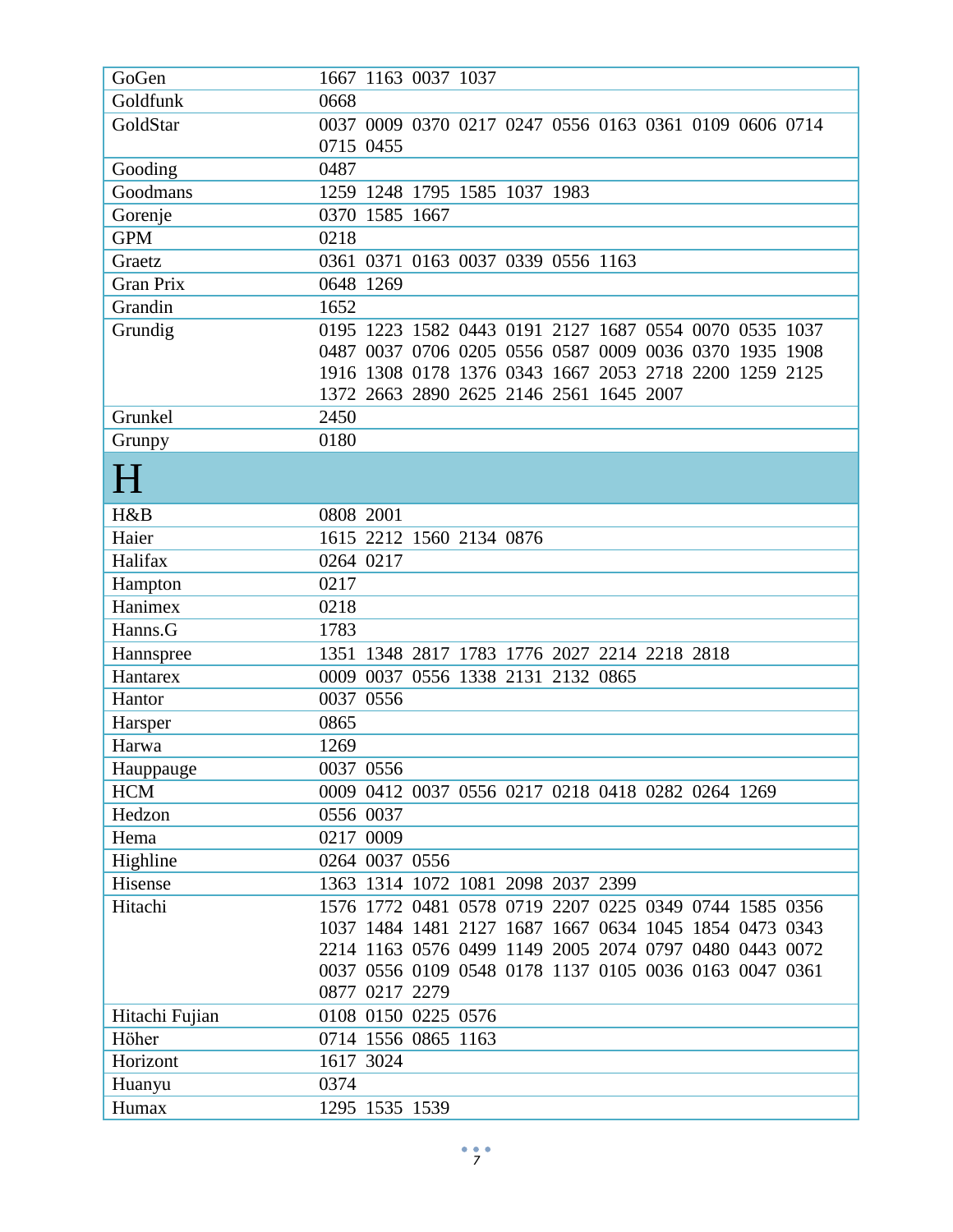| | |
|---|---|
| GoGen | 1667 1163 0037 1037 |
| Goldfunk | 0668 |
| GoldStar | 0037 0009 0370 0217 0247 0556 0163 0361 0109 0606 0714 0715 0455 |
| Gooding | 0487 |
| Goodmans | 1259 1248 1795 1585 1037 1983 |
| Gorenje | 0370 1585 1667 |
| GPM | 0218 |
| Graetz | 0361 0371 0163 0037 0339 0556 1163 |
| Gran Prix | 0648 1269 |
| Grandin | 1652 |
| Grundig | 0195 1223 1582 0443 0191 2127 1687 0554 0070 0535 1037 0487 0037 0706 0205 0556 0587 0009 0036 0370 1935 1908 1916 1308 0178 1376 0343 1667 2053 2718 2200 1259 2125 1372 2663 2890 2625 2146 2561 1645 2007 |
| Grunkel | 2450 |
| Grunpy | 0180 |

# H

| | |
|---|---|
| H&B | 0808 2001 |
| Haier | 1615 2212 1560 2134 0876 |
| Halifax | 0264 0217 |
| Hampton | 0217 |
| Hanimex | 0218 |
| Hanns.G | 1783 |
| Hannspree | 1351 1348 2817 1783 1776 2027 2214 2218 2818 |
| Hantarex | 0009 0037 0556 1338 2131 2132 0865 |
| Hantor | 0037 0556 |
| Harsper | 0865 |
| Harwa | 1269 |
| Hauppauge | 0037 0556 |
| HCM | 0009 0412 0037 0556 0217 0218 0418 0282 0264 1269 |
| Hedzon | 0556 0037 |
| Hema | 0217 0009 |
| Highline | 0264 0037 0556 |
| Hisense | 1363 1314 1072 1081 2098 2037 2399 |
| Hitachi | 1576 1772 0481 0578 0719 2207 0225 0349 0744 1585 0356 1037 1484 1481 2127 1687 1667 0634 1045 1854 0473 0343 2214 1163 0576 0499 1149 2005 2074 0797 0480 0443 0072 0037 0556 0109 0548 0178 1137 0105 0036 0163 0047 0361 0877 0217 2279 |
| Hitachi Fujian | 0108 0150 0225 0576 |
| Höher | 0714 1556 0865 1163 |
| Horizont | 1617 3024 |
| Huanyu | 0374 |
| Humax | 1295 1535 1539 |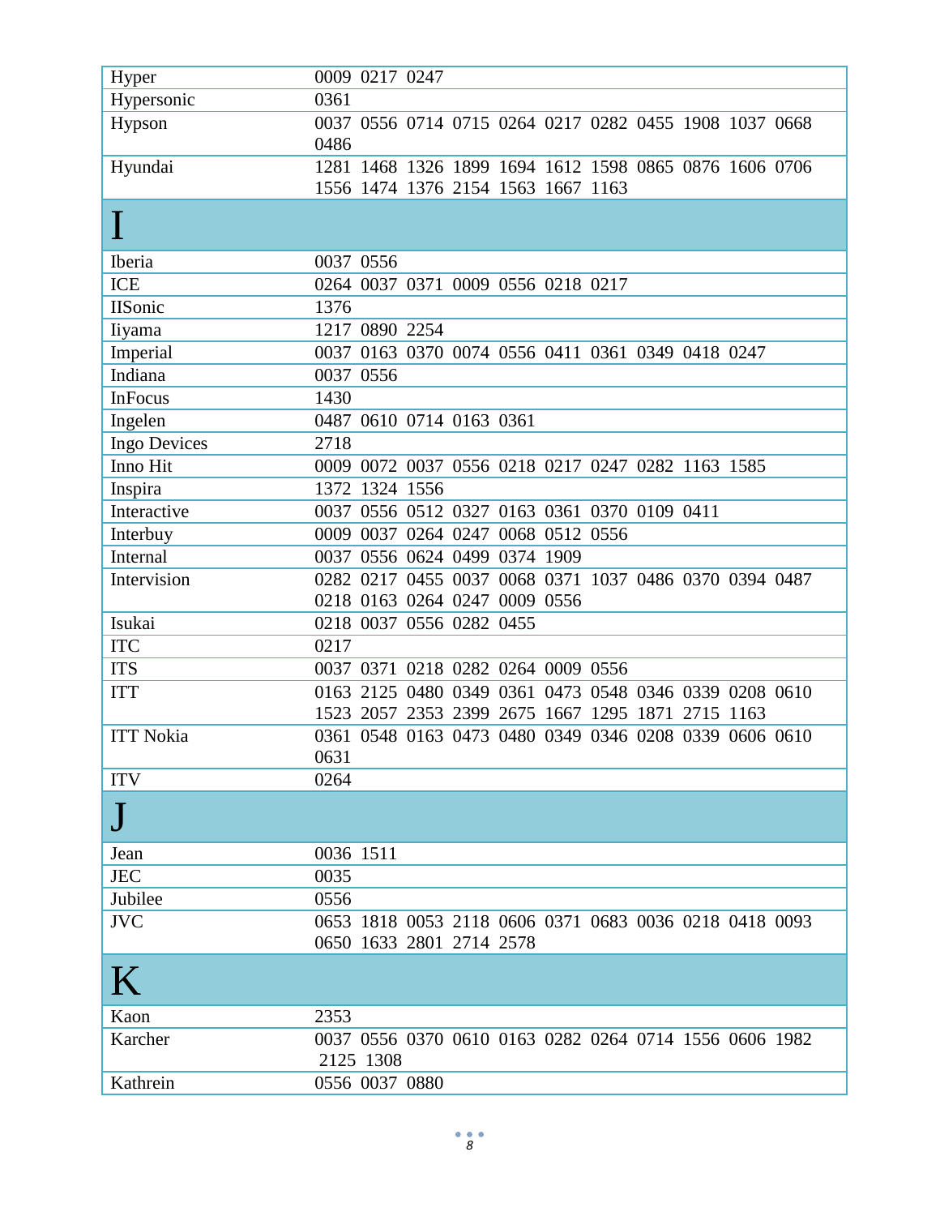| | |
|---|---|
| Hyper | 0009 0217 0247 |
| Hypersonic | 0361 |
| Hypson | 0037 0556 0714 0715 0264 0217 0282 0455 1908 1037 0668 0486 |
| Hyundai | 1281 1468 1326 1899 1694 1612 1598 0865 0876 1606 0706 1556 1474 1376 2154 1563 1667 1163 |
| **I** | |
| Iberia | 0037 0556 |
| ICE | 0264 0037 0371 0009 0556 0218 0217 |
| IISonic | 1376 |
| Iiyama | 1217 0890 2254 |
| Imperial | 0037 0163 0370 0074 0556 0411 0361 0349 0418 0247 |
| Indiana | 0037 0556 |
| InFocus | 1430 |
| Ingelen | 0487 0610 0714 0163 0361 |
| Ingo Devices | 2718 |
| Inno Hit | 0009 0072 0037 0556 0218 0217 0247 0282 1163 1585 |
| Inspira | 1372 1324 1556 |
| Interactive | 0037 0556 0512 0327 0163 0361 0370 0109 0411 |
| Interbuy | 0009 0037 0264 0247 0068 0512 0556 |
| Internal | 0037 0556 0624 0499 0374 1909 |
| Intervision | 0282 0217 0455 0037 0068 0371 1037 0486 0370 0394 0487 0218 0163 0264 0247 0009 0556 |
| Isukai | 0218 0037 0556 0282 0455 |
| ITC | 0217 |
| ITS | 0037 0371 0218 0282 0264 0009 0556 |
| ITT | 0163 2125 0480 0349 0361 0473 0548 0346 0339 0208 0610 1523 2057 2353 2399 2675 1667 1295 1871 2715 1163 |
| ITT Nokia | 0361 0548 0163 0473 0480 0349 0346 0208 0339 0606 0610 0631 |
| ITV | 0264 |
| **J** | |
| Jean | 0036 1511 |
| JEC | 0035 |
| Jubilee | 0556 |
| JVC | 0653 1818 0053 2118 0606 0371 0683 0036 0218 0418 0093 0650 1633 2801 2714 2578 |
| **K** | |
| Kaon | 2353 |
| Karcher | 0037 0556 0370 0610 0163 0282 0264 0714 1556 0606 1982 2125 1308 |
| Kathrein | 0556 0037 0880 |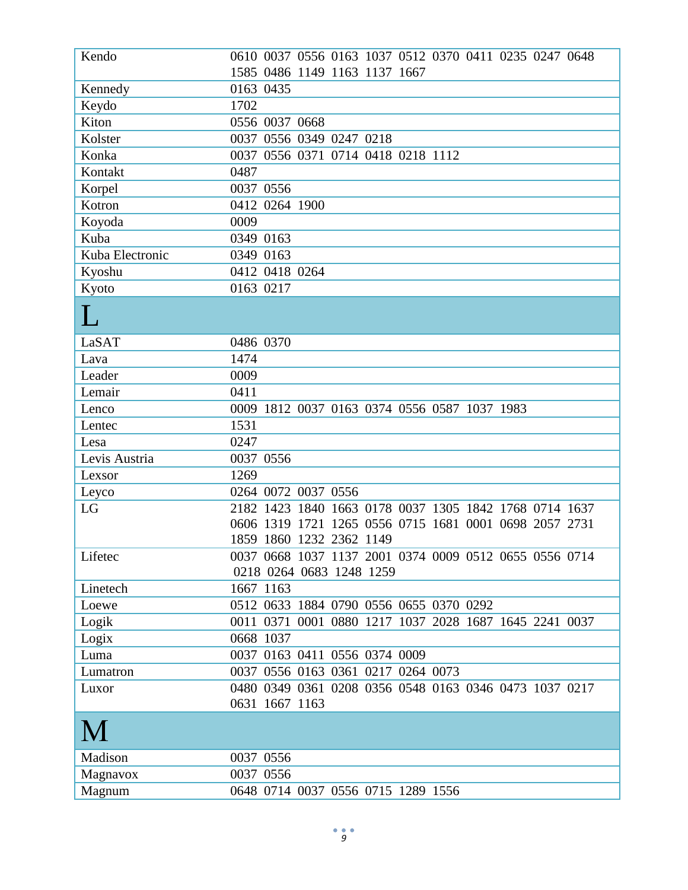| | |
|---|---|
| Kendo | 0610 0037 0556 0163 1037 0512 0370 0411 0235 0247 0648 1585 0486 1149 1163 1137 1667 |
| Kennedy | 0163 0435 |
| Keydo | 1702 |
| Kiton | 0556 0037 0668 |
| Kolster | 0037 0556 0349 0247 0218 |
| Konka | 0037 0556 0371 0714 0418 0218 1112 |
| Kontakt | 0487 |
| Korpel | 0037 0556 |
| Kotron | 0412 0264 1900 |
| Koyoda | 0009 |
| Kuba | 0349 0163 |
| Kuba Electronic | 0349 0163 |
| Kyoshu | 0412 0418 0264 |
| Kyoto | 0163 0217 |
| **L** | |
| LaSAT | 0486 0370 |
| Lava | 1474 |
| Leader | 0009 |
| Lemair | 0411 |
| Lenco | 0009 1812 0037 0163 0374 0556 0587 1037 1983 |
| Lentec | 1531 |
| Lesa | 0247 |
| Levis Austria | 0037 0556 |
| Lexsor | 1269 |
| Leyco | 0264 0072 0037 0556 |
| LG | 2182 1423 1840 1663 0178 0037 1305 1842 1768 0714 1637 0606 1319 1721 1265 0556 0715 1681 0001 0698 2057 2731 1859 1860 1232 2362 1149 |
| Lifetec | 0037 0668 1037 1137 2001 0374 0009 0512 0655 0556 0714 0218 0264 0683 1248 1259 |
| Linetech | 1667 1163 |
| Loewe | 0512 0633 1884 0790 0556 0655 0370 0292 |
| Logik | 0011 0371 0001 0880 1217 1037 2028 1687 1645 2241 0037 |
| Logix | 0668 1037 |
| Luma | 0037 0163 0411 0556 0374 0009 |
| Lumatron | 0037 0556 0163 0361 0217 0264 0073 |
| Luxor | 0480 0349 0361 0208 0356 0548 0163 0346 0473 1037 0217 0631 1667 1163 |
| **M** | |
| Madison | 0037 0556 |
| Magnavox | 0037 0556 |
| Magnum | 0648 0714 0037 0556 0715 1289 1556 |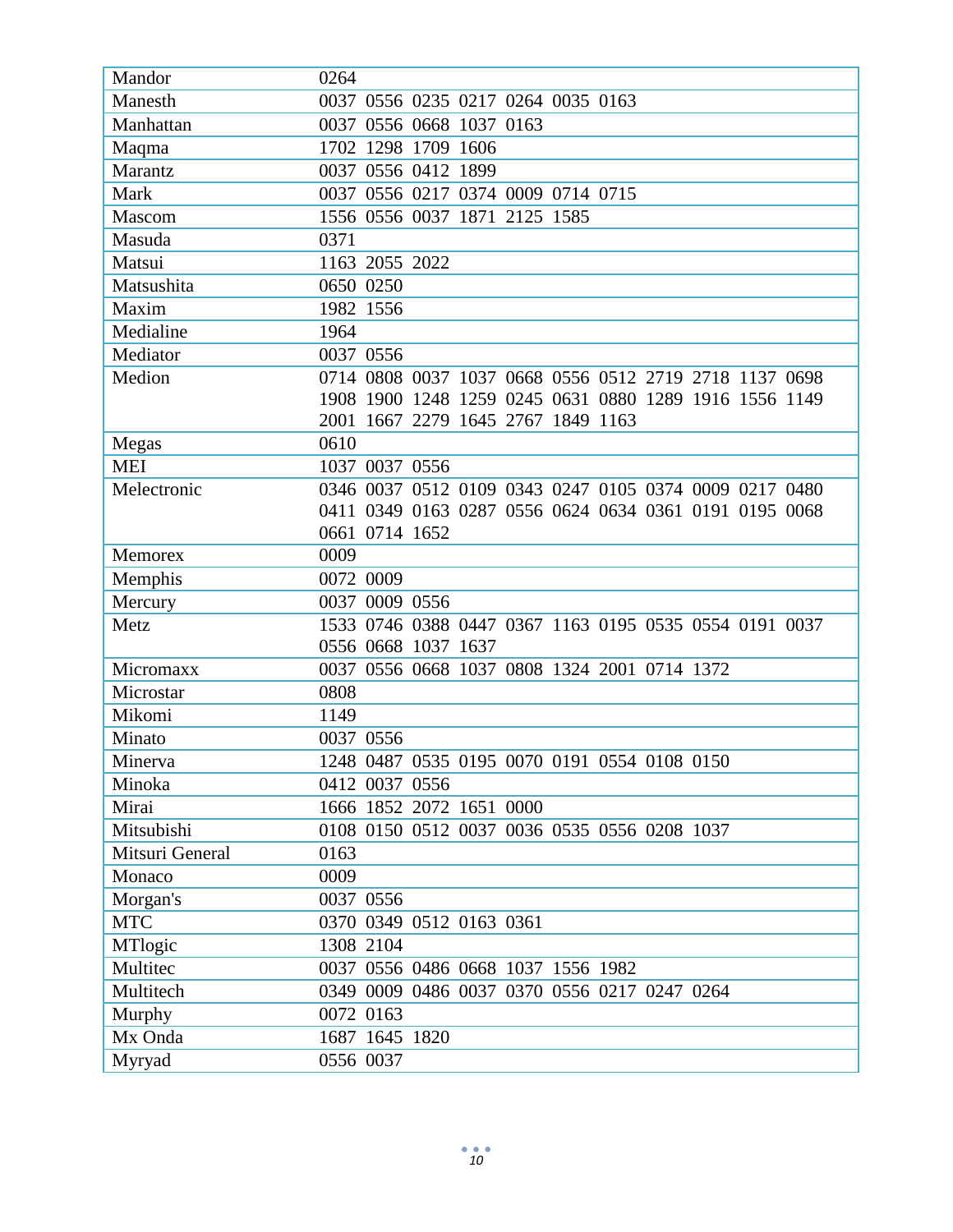| Mandor | 0264 |
|---|---|
| Manesth | 0037 0556 0235 0217 0264 0035 0163 |
| Manhattan | 0037 0556 0668 1037 0163 |
| Maqma | 1702 1298 1709 1606 |
| Marantz | 0037 0556 0412 1899 |
| Mark | 0037 0556 0217 0374 0009 0714 0715 |
| Mascom | 1556 0556 0037 1871 2125 1585 |
| Masuda | 0371 |
| Matsui | 1163 2055 2022 |
| Matsushita | 0650 0250 |
| Maxim | 1982 1556 |
| Medialine | 1964 |
| Mediator | 0037 0556 |
| Medion | 0714 0808 0037 1037 0668 0556 0512 2719 2718 1137 0698 1908 1900 1248 1259 0245 0631 0880 1289 1916 1556 1149 2001 1667 2279 1645 2767 1849 1163 |
| Megas | 0610 |
| MEI | 1037 0037 0556 |
| Melectronic | 0346 0037 0512 0109 0343 0247 0105 0374 0009 0217 0480 0411 0349 0163 0287 0556 0624 0634 0361 0191 0195 0068 0661 0714 1652 |
| Memorex | 0009 |
| Memphis | 0072 0009 |
| Mercury | 0037 0009 0556 |
| Metz | 1533 0746 0388 0447 0367 1163 0195 0535 0554 0191 0037 0556 0668 1037 1637 |
| Micromaxx | 0037 0556 0668 1037 0808 1324 2001 0714 1372 |
| Microstar | 0808 |
| Mikomi | 1149 |
| Minato | 0037 0556 |
| Minerva | 1248 0487 0535 0195 0070 0191 0554 0108 0150 |
| Minoka | 0412 0037 0556 |
| Mirai | 1666 1852 2072 1651 0000 |
| Mitsubishi | 0108 0150 0512 0037 0036 0535 0556 0208 1037 |
| Mitsuri General | 0163 |
| Monaco | 0009 |
| Morgan's | 0037 0556 |
| MTC | 0370 0349 0512 0163 0361 |
| MTlogic | 1308 2104 |
| Multitec | 0037 0556 0486 0668 1037 1556 1982 |
| Multitech | 0349 0009 0486 0037 0370 0556 0217 0247 0264 |
| Murphy | 0072 0163 |
| Mx Onda | 1687 1645 1820 |
| Myryad | 0556 0037 |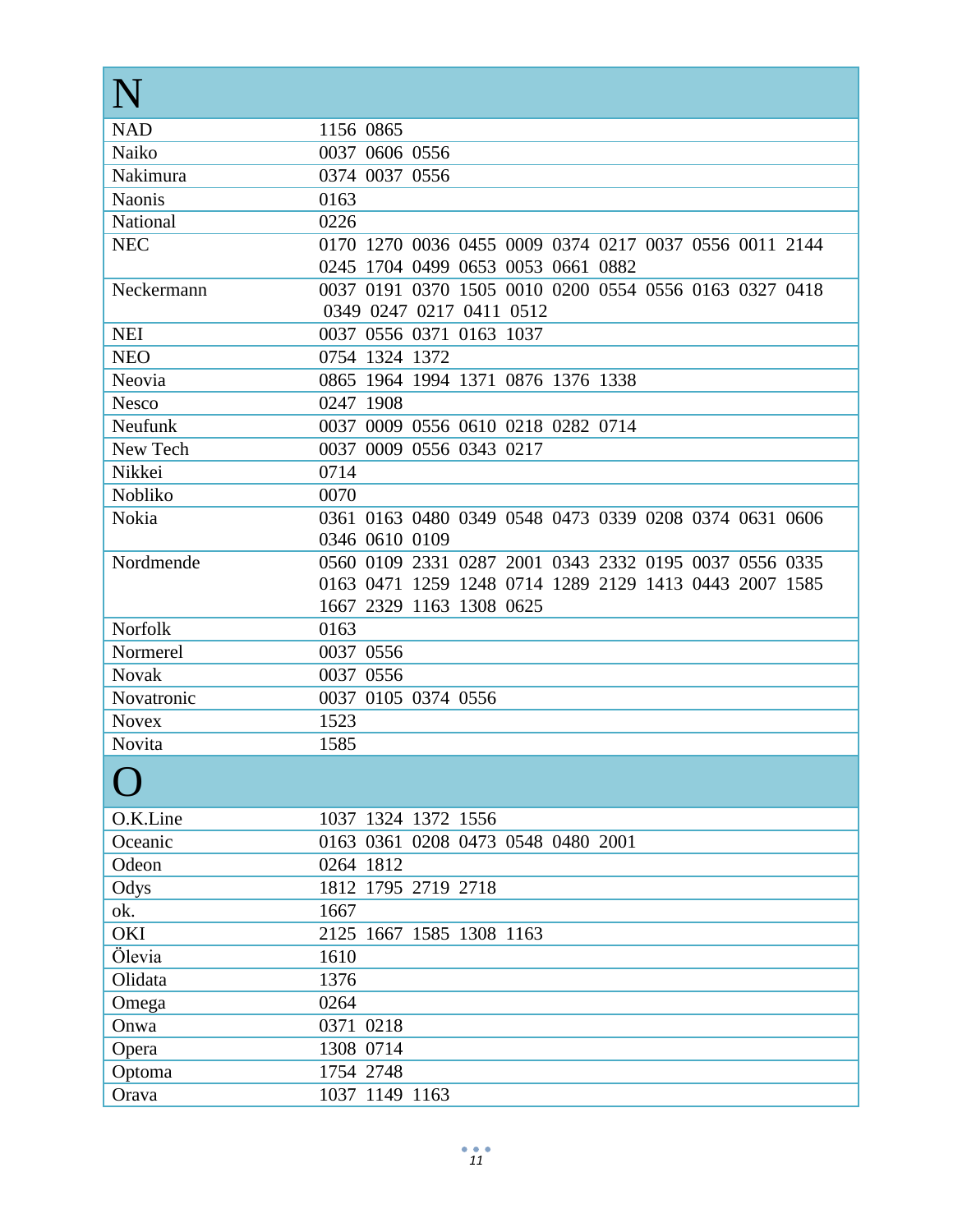## N

| Brand | Codes |
|---|---|
| NAD | 1156 0865 |
| Naiko | 0037 0606 0556 |
| Nakimura | 0374 0037 0556 |
| Naonis | 0163 |
| National | 0226 |
| NEC | 0170 1270 0036 0455 0009 0374 0217 0037 0556 0011 2144 0245 1704 0499 0653 0053 0661 0882 |
| Neckermann | 0037 0191 0370 1505 0010 0200 0554 0556 0163 0327 0418 0349 0247 0217 0411 0512 |
| NEI | 0037 0556 0371 0163 1037 |
| NEO | 0754 1324 1372 |
| Neovia | 0865 1964 1994 1371 0876 1376 1338 |
| Nesco | 0247 1908 |
| Neufunk | 0037 0009 0556 0610 0218 0282 0714 |
| New Tech | 0037 0009 0556 0343 0217 |
| Nikkei | 0714 |
| Nobliko | 0070 |
| Nokia | 0361 0163 0480 0349 0548 0473 0339 0208 0374 0631 0606 0346 0610 0109 |
| Nordmende | 0560 0109 2331 0287 2001 0343 2332 0195 0037 0556 0335 0163 0471 1259 1248 0714 1289 2129 1413 0443 2007 1585 1667 2329 1163 1308 0625 |
| Norfolk | 0163 |
| Normerel | 0037 0556 |
| Novak | 0037 0556 |
| Novatronic | 0037 0105 0374 0556 |
| Novex | 1523 |
| Novita | 1585 |

## O

| Brand | Codes |
|---|---|
| O.K.Line | 1037 1324 1372 1556 |
| Oceanic | 0163 0361 0208 0473 0548 0480 2001 |
| Odeon | 0264 1812 |
| Odys | 1812 1795 2719 2718 |
| ok. | 1667 |
| OKI | 2125 1667 1585 1308 1163 |
| Ölevia | 1610 |
| Olidata | 1376 |
| Omega | 0264 |
| Onwa | 0371 0218 |
| Opera | 1308 0714 |
| Optoma | 1754 2748 |
| Orava | 1037 1149 1163 |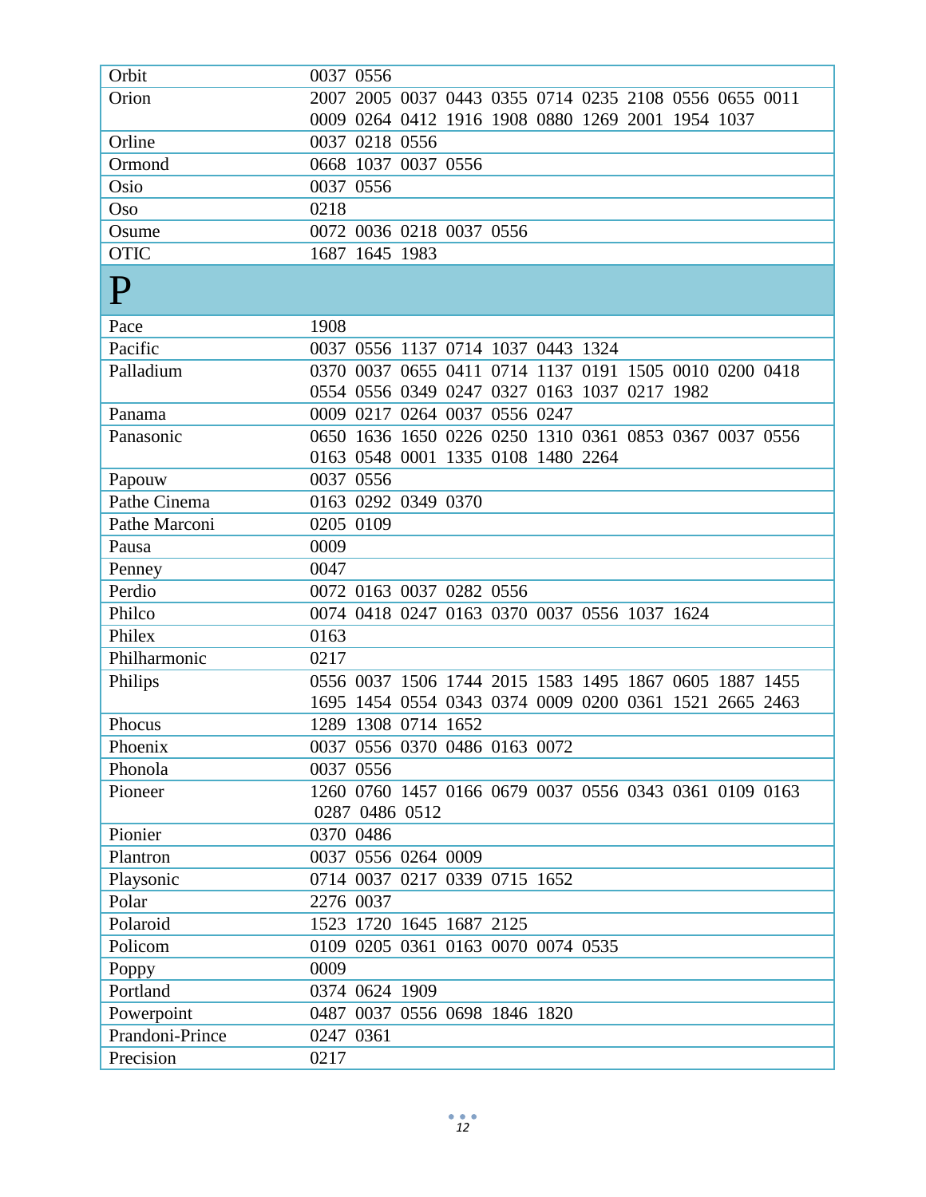| | |
|---|---|
| Orbit | 0037 0556 |
| Orion | 2007 2005 0037 0443 0355 0714 0235 2108 0556 0655 0011 0009 0264 0412 1916 1908 0880 1269 2001 1954 1037 |
| Orline | 0037 0218 0556 |
| Ormond | 0668 1037 0037 0556 |
| Osio | 0037 0556 |
| Oso | 0218 |
| Osume | 0072 0036 0218 0037 0556 |
| OTIC | 1687 1645 1983 |

# P

| | |
|---|---|
| Pace | 1908 |
| Pacific | 0037 0556 1137 0714 1037 0443 1324 |
| Palladium | 0370 0037 0655 0411 0714 1137 0191 1505 0010 0200 0418 0554 0556 0349 0247 0327 0163 1037 0217 1982 |
| Panama | 0009 0217 0264 0037 0556 0247 |
| Panasonic | 0650 1636 1650 0226 0250 1310 0361 0853 0367 0037 0556 0163 0548 0001 1335 0108 1480 2264 |
| Papouw | 0037 0556 |
| Pathe Cinema | 0163 0292 0349 0370 |
| Pathe Marconi | 0205 0109 |
| Pausa | 0009 |
| Penney | 0047 |
| Perdio | 0072 0163 0037 0282 0556 |
| Philco | 0074 0418 0247 0163 0370 0037 0556 1037 1624 |
| Philex | 0163 |
| Philharmonic | 0217 |
| Philips | 0556 0037 1506 1744 2015 1583 1495 1867 0605 1887 1455 1695 1454 0554 0343 0374 0009 0200 0361 1521 2665 2463 |
| Phocus | 1289 1308 0714 1652 |
| Phoenix | 0037 0556 0370 0486 0163 0072 |
| Phonola | 0037 0556 |
| Pioneer | 1260 0760 1457 0166 0679 0037 0556 0343 0361 0109 0163 0287 0486 0512 |
| Pionier | 0370 0486 |
| Plantron | 0037 0556 0264 0009 |
| Playsonic | 0714 0037 0217 0339 0715 1652 |
| Polar | 2276 0037 |
| Polaroid | 1523 1720 1645 1687 2125 |
| Policom | 0109 0205 0361 0163 0070 0074 0535 |
| Poppy | 0009 |
| Portland | 0374 0624 1909 |
| Powerpoint | 0487 0037 0556 0698 1846 1820 |
| Prandoni-Prince | 0247 0361 |
| Precision | 0217 |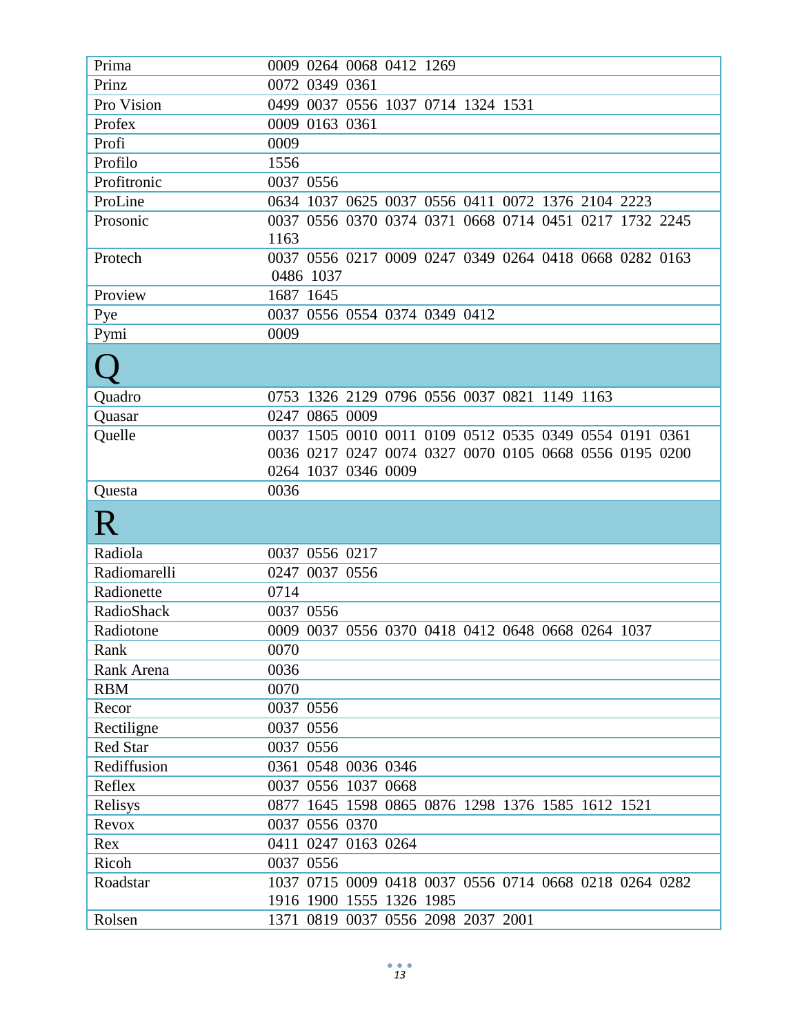| | |
|---|---|
| Prima | 0009 0264 0068 0412 1269 |
| Prinz | 0072 0349 0361 |
| Pro Vision | 0499 0037 0556 1037 0714 1324 1531 |
| Profex | 0009 0163 0361 |
| Profi | 0009 |
| Profilo | 1556 |
| Profitronic | 0037 0556 |
| ProLine | 0634 1037 0625 0037 0556 0411 0072 1376 2104 2223 |
| Prosonic | 0037 0556 0370 0374 0371 0668 0714 0451 0217 1732 2245 1163 |
| Protech | 0037 0556 0217 0009 0247 0349 0264 0418 0668 0282 0163 0486 1037 |
| Proview | 1687 1645 |
| Pye | 0037 0556 0554 0374 0349 0412 |
| Pymi | 0009 |
| **Q** | |
| Quadro | 0753 1326 2129 0796 0556 0037 0821 1149 1163 |
| Quasar | 0247 0865 0009 |
| Quelle | 0037 1505 0010 0011 0109 0512 0535 0349 0554 0191 0361 0036 0217 0247 0074 0327 0070 0105 0668 0556 0195 0200 0264 1037 0346 0009 |
| Questa | 0036 |
| **R** | |
| Radiola | 0037 0556 0217 |
| Radiomarelli | 0247 0037 0556 |
| Radionette | 0714 |
| RadioShack | 0037 0556 |
| Radiotone | 0009 0037 0556 0370 0418 0412 0648 0668 0264 1037 |
| Rank | 0070 |
| Rank Arena | 0036 |
| RBM | 0070 |
| Recor | 0037 0556 |
| Rectiligne | 0037 0556 |
| Red Star | 0037 0556 |
| Rediffusion | 0361 0548 0036 0346 |
| Reflex | 0037 0556 1037 0668 |
| Relisys | 0877 1645 1598 0865 0876 1298 1376 1585 1612 1521 |
| Revox | 0037 0556 0370 |
| Rex | 0411 0247 0163 0264 |
| Ricoh | 0037 0556 |
| Roadstar | 1037 0715 0009 0418 0037 0556 0714 0668 0218 0264 0282 1916 1900 1555 1326 1985 |
| Rolsen | 1371 0819 0037 0556 2098 2037 2001 |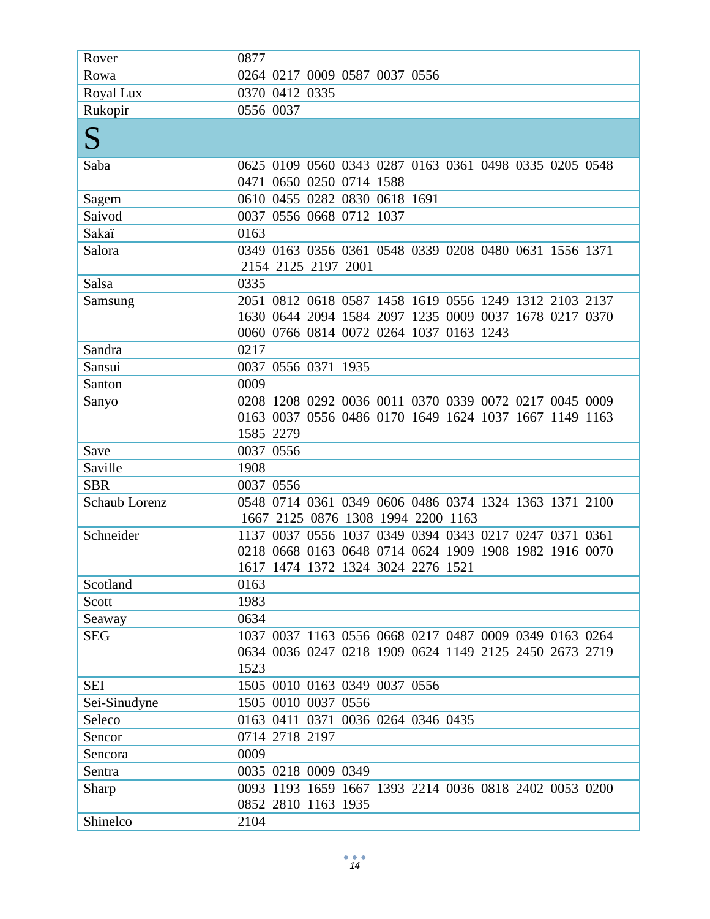| Rover | 0877 |
|---|---|
| Rowa | 0264 0217 0009 0587 0037 0556 |
| Royal Lux | 0370 0412 0335 |
| Rukopir | 0556 0037 |

# S

| Saba | 0625 0109 0560 0343 0287 0163 0361 0498 0335 0205 0548 0471 0650 0250 0714 1588 |
|---|---|
| Sagem | 0610 0455 0282 0830 0618 1691 |
| Saivod | 0037 0556 0668 0712 1037 |
| Sakaï | 0163 |
| Salora | 0349 0163 0356 0361 0548 0339 0208 0480 0631 1556 1371 2154 2125 2197 2001 |
| Salsa | 0335 |
| Samsung | 2051 0812 0618 0587 1458 1619 0556 1249 1312 2103 2137 1630 0644 2094 1584 2097 1235 0009 0037 1678 0217 0370 0060 0766 0814 0072 0264 1037 0163 1243 |
| Sandra | 0217 |
| Sansui | 0037 0556 0371 1935 |
| Santon | 0009 |
| Sanyo | 0208 1208 0292 0036 0011 0370 0339 0072 0217 0045 0009 0163 0037 0556 0486 0170 1649 1624 1037 1667 1149 1163 1585 2279 |
| Save | 0037 0556 |
| Saville | 1908 |
| SBR | 0037 0556 |
| Schaub Lorenz | 0548 0714 0361 0349 0606 0486 0374 1324 1363 1371 2100 1667 2125 0876 1308 1994 2200 1163 |
| Schneider | 1137 0037 0556 1037 0349 0394 0343 0217 0247 0371 0361 0218 0668 0163 0648 0714 0624 1909 1908 1982 1916 0070 1617 1474 1372 1324 3024 2276 1521 |
| Scotland | 0163 |
| Scott | 1983 |
| Seaway | 0634 |
| SEG | 1037 0037 1163 0556 0668 0217 0487 0009 0349 0163 0264 0634 0036 0247 0218 1909 0624 1149 2125 2450 2673 2719 1523 |
| SEI | 1505 0010 0163 0349 0037 0556 |
| Sei-Sinudyne | 1505 0010 0037 0556 |
| Seleco | 0163 0411 0371 0036 0264 0346 0435 |
| Sencor | 0714 2718 2197 |
| Sencora | 0009 |
| Sentra | 0035 0218 0009 0349 |
| Sharp | 0093 1193 1659 1667 1393 2214 0036 0818 2402 0053 0200 0852 2810 1163 1935 |
| Shinelco | 2104 |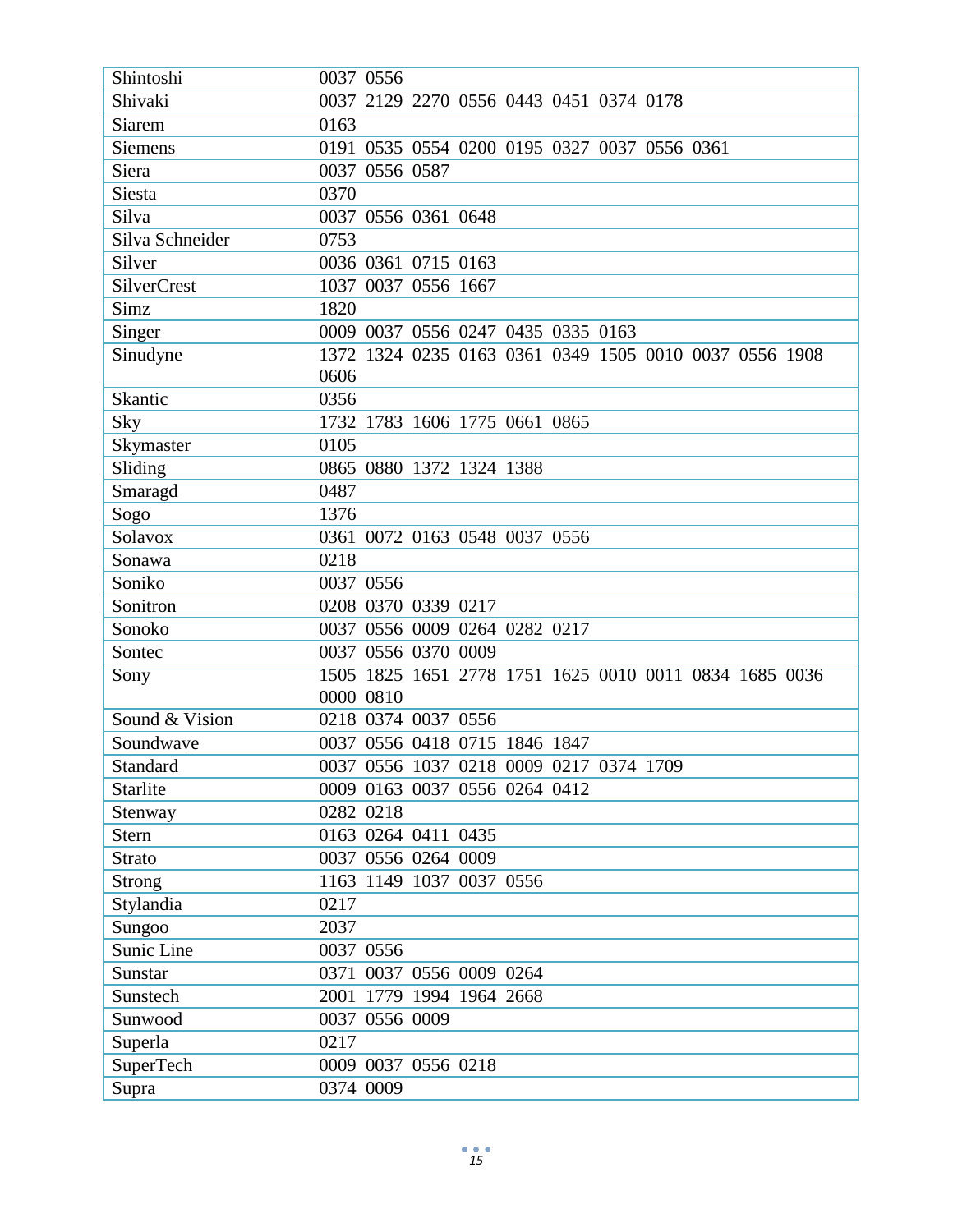| Shintoshi | 0037 0556 |
|---|---|
| Shivaki | 0037 2129 2270 0556 0443 0451 0374 0178 |
| Siarem | 0163 |
| Siemens | 0191 0535 0554 0200 0195 0327 0037 0556 0361 |
| Siera | 0037 0556 0587 |
| Siesta | 0370 |
| Silva | 0037 0556 0361 0648 |
| Silva Schneider | 0753 |
| Silver | 0036 0361 0715 0163 |
| SilverCrest | 1037 0037 0556 1667 |
| Simz | 1820 |
| Singer | 0009 0037 0556 0247 0435 0335 0163 |
| Sinudyne | 1372 1324 0235 0163 0361 0349 1505 0010 0037 0556 1908 0606 |
| Skantic | 0356 |
| Sky | 1732 1783 1606 1775 0661 0865 |
| Skymaster | 0105 |
| Sliding | 0865 0880 1372 1324 1388 |
| Smaragd | 0487 |
| Sogo | 1376 |
| Solavox | 0361 0072 0163 0548 0037 0556 |
| Sonawa | 0218 |
| Soniko | 0037 0556 |
| Sonitron | 0208 0370 0339 0217 |
| Sonoko | 0037 0556 0009 0264 0282 0217 |
| Sontec | 0037 0556 0370 0009 |
| Sony | 1505 1825 1651 2778 1751 1625 0010 0011 0834 1685 0036 0000 0810 |
| Sound & Vision | 0218 0374 0037 0556 |
| Soundwave | 0037 0556 0418 0715 1846 1847 |
| Standard | 0037 0556 1037 0218 0009 0217 0374 1709 |
| Starlite | 0009 0163 0037 0556 0264 0412 |
| Stenway | 0282 0218 |
| Stern | 0163 0264 0411 0435 |
| Strato | 0037 0556 0264 0009 |
| Strong | 1163 1149 1037 0037 0556 |
| Stylandia | 0217 |
| Sungoo | 2037 |
| Sunic Line | 0037 0556 |
| Sunstar | 0371 0037 0556 0009 0264 |
| Sunstech | 2001 1779 1994 1964 2668 |
| Sunwood | 0037 0556 0009 |
| Superla | 0217 |
| SuperTech | 0009 0037 0556 0218 |
| Supra | 0374 0009 |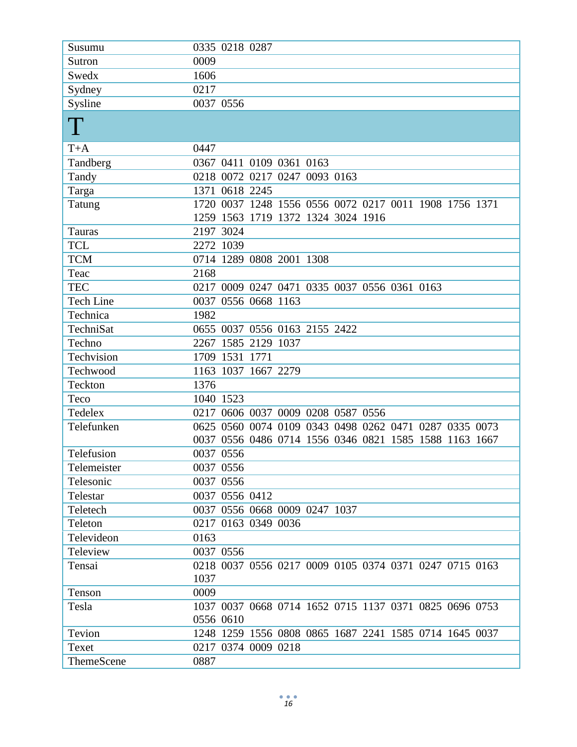| | |
|---|---|
| Susumu | 0335 0218 0287 |
| Sutron | 0009 |
| Swedx | 1606 |
| Sydney | 0217 |
| Sysline | 0037 0556 |
| **T** | |
| T+A | 0447 |
| Tandberg | 0367 0411 0109 0361 0163 |
| Tandy | 0218 0072 0217 0247 0093 0163 |
| Targa | 1371 0618 2245 |
| Tatung | 1720 0037 1248 1556 0556 0072 0217 0011 1908 1756 1371 1259 1563 1719 1372 1324 3024 1916 |
| Tauras | 2197 3024 |
| TCL | 2272 1039 |
| TCM | 0714 1289 0808 2001 1308 |
| Teac | 2168 |
| TEC | 0217 0009 0247 0471 0335 0037 0556 0361 0163 |
| Tech Line | 0037 0556 0668 1163 |
| Technica | 1982 |
| TechniSat | 0655 0037 0556 0163 2155 2422 |
| Techno | 2267 1585 2129 1037 |
| Techvision | 1709 1531 1771 |
| Techwood | 1163 1037 1667 2279 |
| Teckton | 1376 |
| Teco | 1040 1523 |
| Tedelex | 0217 0606 0037 0009 0208 0587 0556 |
| Telefunken | 0625 0560 0074 0109 0343 0498 0262 0471 0287 0335 0073 0037 0556 0486 0714 1556 0346 0821 1585 1588 1163 1667 |
| Telefusion | 0037 0556 |
| Telemeister | 0037 0556 |
| Telesonic | 0037 0556 |
| Telestar | 0037 0556 0412 |
| Teletech | 0037 0556 0668 0009 0247 1037 |
| Teleton | 0217 0163 0349 0036 |
| Televideon | 0163 |
| Teleview | 0037 0556 |
| Tensai | 0218 0037 0556 0217 0009 0105 0374 0371 0247 0715 0163 1037 |
| Tenson | 0009 |
| Tesla | 1037 0037 0668 0714 1652 0715 1137 0371 0825 0696 0753 0556 0610 |
| Tevion | 1248 1259 1556 0808 0865 1687 2241 1585 0714 1645 0037 |
| Texet | 0217 0374 0009 0218 |
| ThemeScene | 0887 |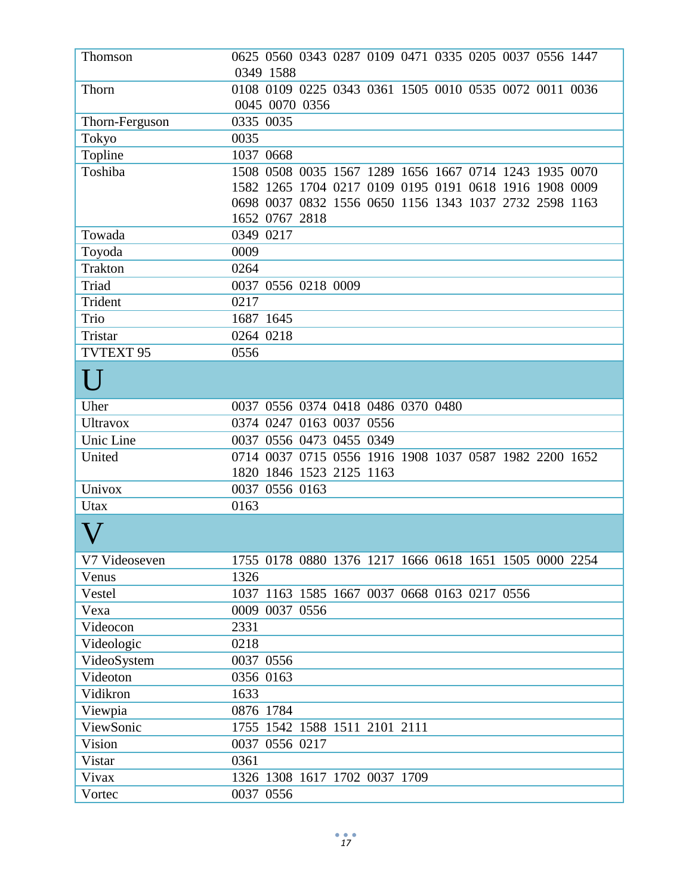| | |
|---|---|
| Thomson | 0625 0560 0343 0287 0109 0471 0335 0205 0037 0556 1447 0349 1588 |
| Thorn | 0108 0109 0225 0343 0361 1505 0010 0535 0072 0011 0036 0045 0070 0356 |
| Thorn-Ferguson | 0335 0035 |
| Tokyo | 0035 |
| Topline | 1037 0668 |
| Toshiba | 1508 0508 0035 1567 1289 1656 1667 0714 1243 1935 0070 1582 1265 1704 0217 0109 0195 0191 0618 1916 1908 0009 0698 0037 0832 1556 0650 1156 1343 1037 2732 2598 1163 1652 0767 2818 |
| Towada | 0349 0217 |
| Toyoda | 0009 |
| Trakton | 0264 |
| Triad | 0037 0556 0218 0009 |
| Trident | 0217 |
| Trio | 1687 1645 |
| Tristar | 0264 0218 |
| TVTEXT 95 | 0556 |
| **U** | |
| Uher | 0037 0556 0374 0418 0486 0370 0480 |
| Ultravox | 0374 0247 0163 0037 0556 |
| Unic Line | 0037 0556 0473 0455 0349 |
| United | 0714 0037 0715 0556 1916 1908 1037 0587 1982 2200 1652 1820 1846 1523 2125 1163 |
| Univox | 0037 0556 0163 |
| Utax | 0163 |
| **V** | |
| V7 Videoseven | 1755 0178 0880 1376 1217 1666 0618 1651 1505 0000 2254 |
| Venus | 1326 |
| Vestel | 1037 1163 1585 1667 0037 0668 0163 0217 0556 |
| Vexa | 0009 0037 0556 |
| Videocon | 2331 |
| Videologic | 0218 |
| VideoSystem | 0037 0556 |
| Videoton | 0356 0163 |
| Vidikron | 1633 |
| Viewpia | 0876 1784 |
| ViewSonic | 1755 1542 1588 1511 2101 2111 |
| Vision | 0037 0556 0217 |
| Vistar | 0361 |
| Vivax | 1326 1308 1617 1702 0037 1709 |
| Vortec | 0037 0556 |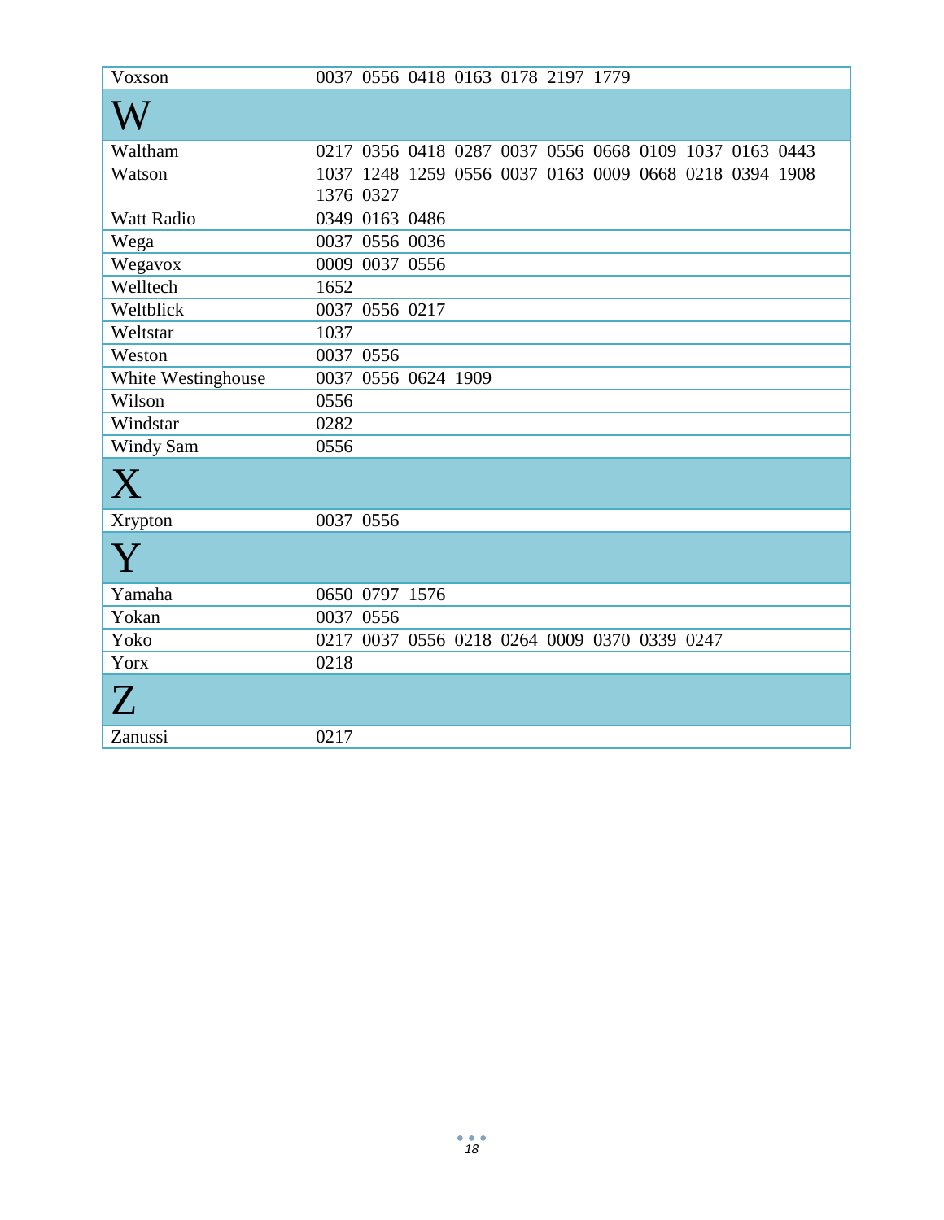| | |
|---|---|
| Voxson | 0037 0556 0418 0163 0178 2197 1779 |
| **W** | |
| Waltham | 0217 0356 0418 0287 0037 0556 0668 0109 1037 0163 0443 |
| Watson | 1037 1248 1259 0556 0037 0163 0009 0668 0218 0394 1908 1376 0327 |
| Watt Radio | 0349 0163 0486 |
| Wega | 0037 0556 0036 |
| Wegavox | 0009 0037 0556 |
| Welltech | 1652 |
| Weltblick | 0037 0556 0217 |
| Weltstar | 1037 |
| Weston | 0037 0556 |
| White Westinghouse | 0037 0556 0624 1909 |
| Wilson | 0556 |
| Windstar | 0282 |
| Windy Sam | 0556 |
| **X** | |
| Xrypton | 0037 0556 |
| **Y** | |
| Yamaha | 0650 0797 1576 |
| Yokan | 0037 0556 |
| Yoko | 0217 0037 0556 0218 0264 0009 0370 0339 0247 |
| Yorx | 0218 |
| **Z** | |
| Zanussi | 0217 |